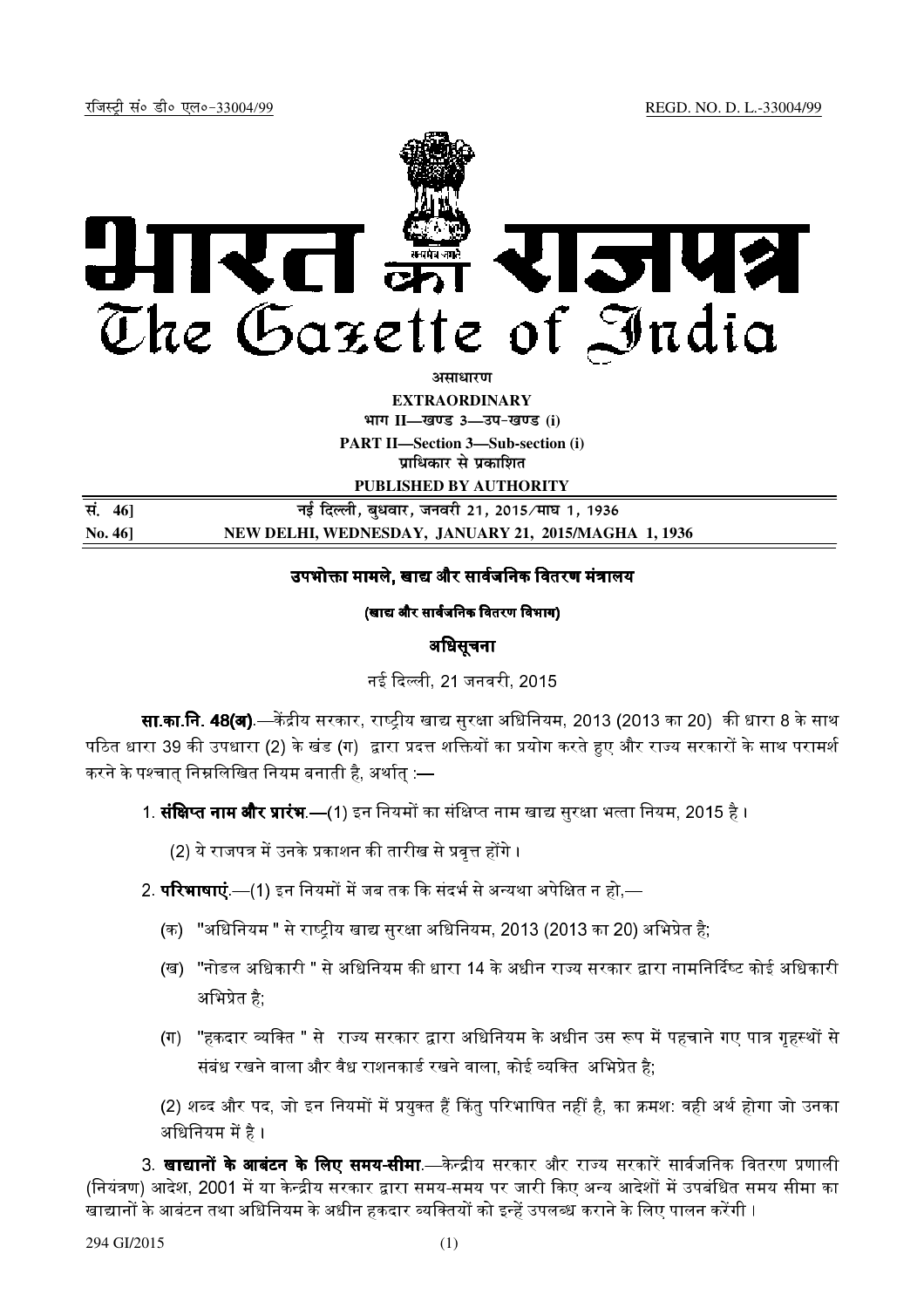रजिस्ट्री सं० डी० एल०-33004/99 REGD. NO. D. L.-33004/99

# भारत का राजपत्र
# The Gazette of India

**असाधारण**

**EXTRAORDINARY**

**भाग II—खण्ड 3—उप-खण्ड (i)**

**PART II—Section 3—Sub-section (i)**

**प्राधिकार से प्रकाशित**

**PUBLISHED BY AUTHORITY**

| | |
|---|---|
| **सं. 46]** | **नई दिल्ली, बुधवार, जनवरी 21, 2015/माघ 1, 1936** |
| **No. 46]** | **NEW DELHI, WEDNESDAY, JANUARY 21, 2015/MAGHA 1, 1936** |

## उपभोक्ता मामले, खाद्य और सार्वजनिक वितरण मंत्रालय

### (खाद्य और सार्वजनिक वितरण विभाग)

### अधिसूचना

नई दिल्ली, 21 जनवरी, 2015

**सा.का.नि. 48(अ)**.—केंद्रीय सरकार, राष्ट्रीय खाद्य सुरक्षा अधिनियम, 2013 (2013 का 20) की धारा 8 के साथ पठित धारा 39 की उपधारा (2) के खंड (ग) द्वारा प्रदत्त शक्तियों का प्रयोग करते हुए और राज्य सरकारों के साथ परामर्श करने के पश्चात् निम्नलिखित नियम बनाती है, अर्थात् :—

1. **संक्षिप्त नाम और प्रारंभ**.—(1) इन नियमों का संक्षिप्त नाम खाद्य सुरक्षा भत्ता नियम, 2015 है ।

   (2) ये राजपत्र में उनके प्रकाशन की तारीख से प्रवृत्त होंगे ।

2. **परिभाषाएं**.—(1) इन नियमों में जब तक कि संदर्भ से अन्यथा अपेक्षित न हो,—

   (क) "अधिनियम " से राष्ट्रीय खाद्य सुरक्षा अधिनियम, 2013 (2013 का 20) अभिप्रेत है;

   (ख) "नोडल अधिकारी " से अधिनियम की धारा 14 के अधीन राज्य सरकार द्वारा नामनिर्दिष्ट कोई अधिकारी अभिप्रेत है;

   (ग) "हकदार व्यक्ति " से राज्य सरकार द्वारा अधिनियम के अधीन उस रूप में पहचाने गए पात्र गृहस्थों से संबंध रखने वाला और वैध राशनकार्ड रखने वाला, कोई व्यक्ति अभिप्रेत है;

   (2) शब्द और पद, जो इन नियमों में प्रयुक्त हैं किंतु परिभाषित नहीं है, का क्रमशः वही अर्थ होगा जो उनका अधिनियम में है ।

3. **खाद्यानों के आबंटन के लिए समय-सीमा**.—केन्द्रीय सरकार और राज्य सरकारें सार्वजनिक वितरण प्रणाली (नियंत्रण) आदेश, 2001 में या केन्द्रीय सरकार द्वारा समय-समय पर जारी किए अन्य आदेशों में उपबंधित समय सीमा का खाद्यानों के आबंटन तथा अधिनियम के अधीन हकदार व्यक्तियों को इन्हें उपलब्ध कराने के लिए पालन करेंगी ।

294 GI/2015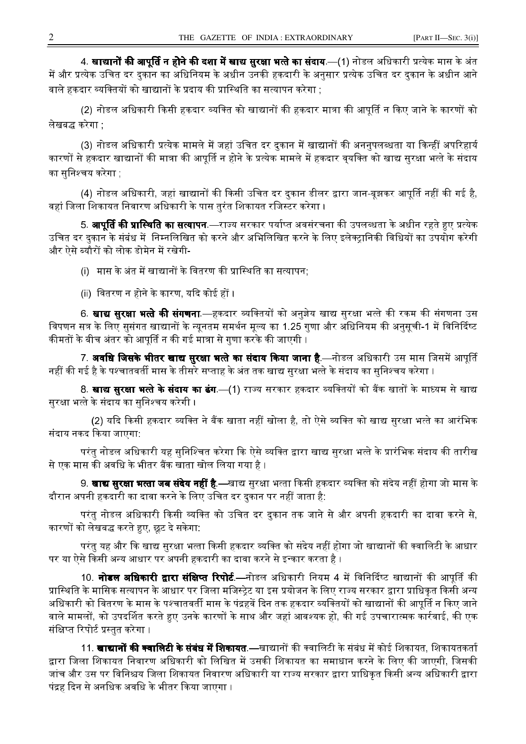4. **खाद्यानों की आपूर्ति न होने की दशा में खाद्य सुरक्षा भत्ते का संदाय**.—(1) नोडल अधिकारी प्रत्येक मास के अंत में और प्रत्येक उचित दर दुकान का अधिनियम के अधीन उनकी हकदारी के अनुसार प्रत्येक उचित दर दुकान के अधीन आने वाले हकदार व्यक्तियों को खाद्यानों के प्रदाय की प्रास्थिति का सत्यापन करेगा ;

(2) नोडल अधिकारी किसी हकदार व्यक्ति को खाद्यानों की हकदार मात्रा की आपूर्ति न किए जाने के कारणों को लेखबद्ध करेगा ;

(3) नोडल अधिकारी प्रत्येक मामले में जहां उचित दर दुकान में खाद्यानों की अननुपलब्धता या किन्हीं अपरिहार्य कारणों से हकदार खाद्यानों की मात्रा की आपूर्ति न होने के प्रत्येक मामले में हकदार व्यक्ति को खाद्य सुरक्षा भत्ते के संदाय का सुनिश्चय करेगा ;

(4) नोडल अधिकारी, जहां खाद्यानों की किसी उचित दर दुकान डीलर द्वारा जान-बूझकर आपूर्ति नहीं की गई है, वहां जिला शिकायत निवारण अधिकारी के पास तुरंत शिकायत रजिस्टर करेगा ।

5. **आपूर्ति की प्रास्थिति का सत्यापन**.—राज्य सरकार पर्याप्त अवसंरचना की उपलब्धता के अधीन रहते हुए प्रत्येक उचित दर दुकान के संबंध में निम्नलिखित को करने और अभिलिखित करने के लिए इलेक्ट्रानिकी विधियों का उपयोग करेगी और ऐसे ब्यौरों को लोक डोमेन में रखेगी-

(i) मास के अंत में खाद्यानों के वितरण की प्रास्थिति का सत्यापन;

(ii) वितरण न होने के कारण, यदि कोई हों ।

6. **खाद्य सुरक्षा भत्ते की संगणना**.—हकदार व्यक्तियों को अनुज्ञेय खाद्य सुरक्षा भत्ते की रकम की संगणना उस विपणन सत्र के लिए सुसंगत खाद्यानों के न्यूनतम समर्थन मूल्य का 1.25 गुणा और अधिनियम की अनुसूची-1 में विनिर्दिष्ट कीमतों के बीच अंतर को आपूर्ति न की गई मात्रा से गुणा करके की जाएगी ।

7. **अवधि जिसके भीतर खाद्य सुरक्षा भत्ते का संदाय किया जाना है**.—नोडल अधिकारी उस मास जिसमें आपूर्ति नहीं की गई है के पश्चातवर्ती मास के तीसरे सप्ताह के अंत तक खाद्य सुरक्षा भत्ते के संदाय का सुनिश्चय करेगा ।

8. **खाद्य सुरक्षा भत्ते के संदाय का ढंग**.—(1) राज्य सरकार हकदार व्यक्तियों को बैंक खातों के माध्यम से खाद्य सुरक्षा भत्ते के संदाय का सुनिश्चय करेगी ।

(2) यदि किसी हकदार व्यक्ति ने बैंक खाता नहीं खोला है, तो ऐसे व्यक्ति को खाद्य सुरक्षा भत्ते का आरंभिक संदाय नकद किया जाएगा:

परंतु नोडल अधिकारी यह सुनिश्चित करेगा कि ऐसे व्यक्ति द्वारा खाद्य सुरक्षा भत्ते के प्रारंभिक संदाय की तारीख से एक मास की अवधि के भीतर बैंक खाता खोल लिया गया है ।

9. **खाद्य सुरक्षा भत्ता जब संदेय नहीं है**.—खाद्य सुरक्षा भत्ता किसी हकदार व्यक्ति को संदेय नहीं होगा जो मास के दौरान अपनी हकदारी का दावा करने के लिए उचित दर दुकान पर नहीं जाता है:

परंतु नोडल अधिकारी किसी व्यक्ति को उचित दर दुकान तक जाने से और अपनी हकदारी का दावा करने से, कारणों को लेखबद्ध करते हुए, छूट दे सकेगा:

परंतु यह और कि खाद्य सुरक्षा भत्ता किसी हकदार व्यक्ति को संदेय नहीं होगा जो खाद्यानों की क्वालिटी के आधार पर या ऐसे किसी अन्य आधार पर अपनी हकदारी का दावा करने से इन्कार करता है ।

10. **नोडल अधिकारी द्वारा संक्षिप्त रिपोर्ट**.—नोडल अधिकारी नियम 4 में विनिर्दिष्ट खाद्यानों की आपूर्ति की प्रास्थिति के मासिक सत्यापन के आधार पर जिला मजिस्ट्रेट या इस प्रयोजन के लिए राज्य सरकार द्वारा प्राधिकृत किसी अन्य अधिकारी को वितरण के मास के पश्चातवर्ती मास के पंद्रहवें दिन तक हकदार व्यक्तियों को खाद्यानों की आपूर्ति न किए जाने वाले मामलों, को उपदर्शित करते हुए उनके कारणों के साथ और जहां आवश्यक हो, की गई उपचारात्मक कार्रवाई, की एक संक्षिप्त रिपोर्ट प्रस्तुत करेगा ।

11. **खाद्यानों की क्वालिटी के संबंध में शिकायत**.—खाद्यानों की क्वालिटी के संबंध में कोई शिकायत, शिकायतकर्ता द्वारा जिला शिकायत निवारण अधिकारी को लिखित में उसकी शिकायत का समाधान करने के लिए की जाएगी, जिसकी जांच और उस पर विनिश्चय जिला शिकायत निवारण अधिकारी या राज्य सरकार द्वारा प्राधिकृत किसी अन्य अधिकारी द्वारा पंद्रह दिन से अनधिक अवधि के भीतर किया जाएगा ।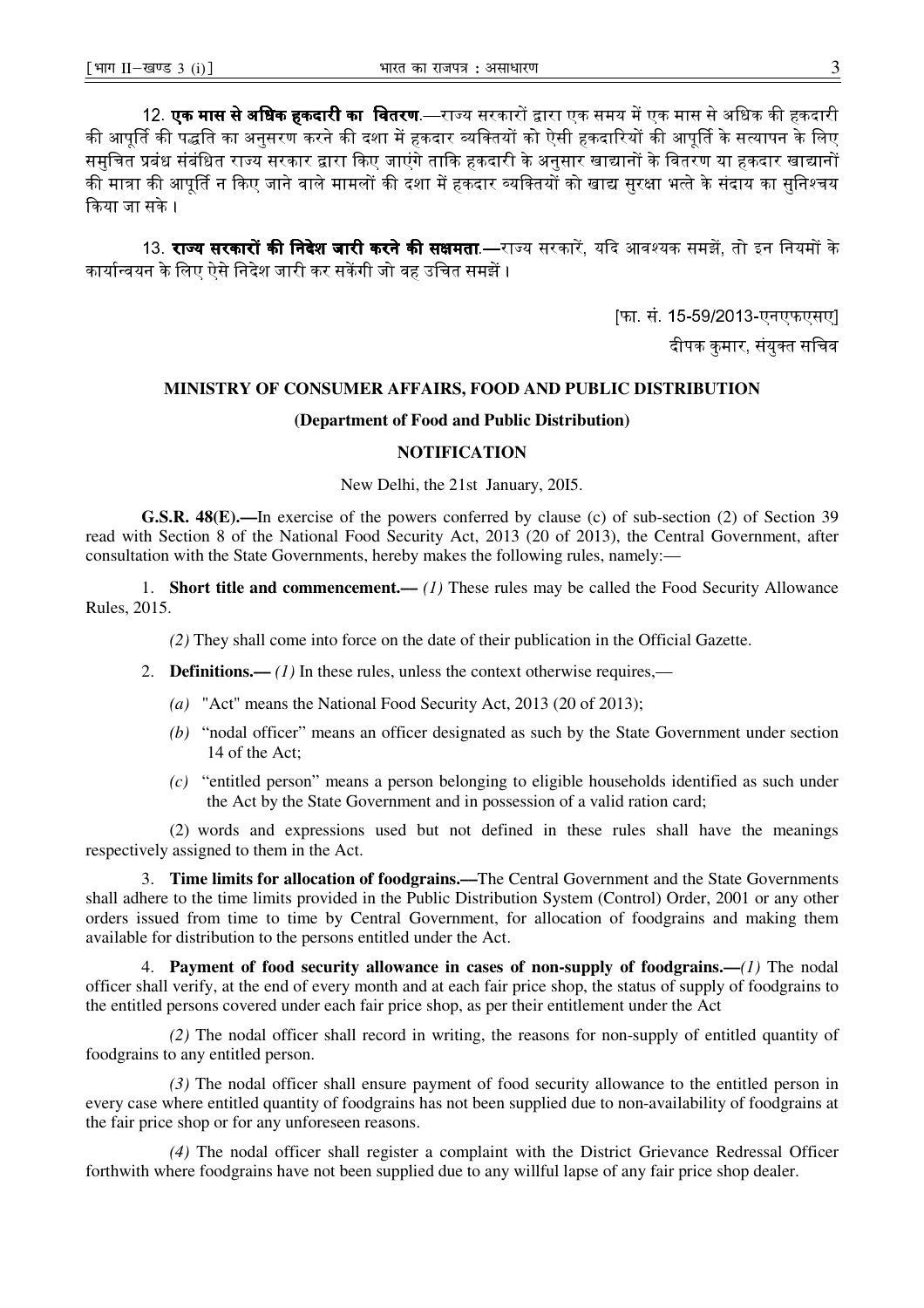12. **एक मास से अधिक हकदारी का वितरण**.—राज्य सरकारों द्वारा एक समय में एक मास से अधिक की हकदारी की आपूर्ति की पद्धति का अनुसरण करने की दशा में हकदार व्यक्तियों को ऐसी हकदारियों की आपूर्ति के सत्यापन के लिए समुचित प्रबंध संबंधित राज्य सरकार द्वारा किए जाएंगे ताकि हकदारी के अनुसार खाद्यानों के वितरण या हकदार खाद्यानों की मात्रा की आपूर्ति न किए जाने वाले मामलों की दशा में हकदार व्यक्तियों को खाद्य सुरक्षा भत्ते के संदाय का सुनिश्चय किया जा सके।

13. **राज्य सरकारों की निदेश जारी करने की सक्षमता**.—राज्य सरकारें, यदि आवश्यक समझें, तो इन नियमों के कार्यान्वयन के लिए ऐसे निदेश जारी कर सकेंगी जो वह उचित समझें।

[फा. सं. 15-59/2013-एनएफएसए]

दीपक कुमार, संयुक्त सचिव

## MINISTRY OF CONSUMER AFFAIRS, FOOD AND PUBLIC DISTRIBUTION

### (Department of Food and Public Distribution)

### NOTIFICATION

New Delhi, the 21st January, 20I5.

**G.S.R. 48(E).—**In exercise of the powers conferred by clause (c) of sub-section (2) of Section 39 read with Section 8 of the National Food Security Act, 2013 (20 of 2013), the Central Government, after consultation with the State Governments, hereby makes the following rules, namely:—

1. **Short title and commencement.—** *(1)* These rules may be called the Food Security Allowance Rules, 2015.

*(2)* They shall come into force on the date of their publication in the Official Gazette.

2. **Definitions.—** *(1)* In these rules, unless the context otherwise requires,—

*(a)* "Act" means the National Food Security Act, 2013 (20 of 2013);

*(b)* "nodal officer" means an officer designated as such by the State Government under section 14 of the Act;

*(c)* "entitled person" means a person belonging to eligible households identified as such under the Act by the State Government and in possession of a valid ration card;

(2) words and expressions used but not defined in these rules shall have the meanings respectively assigned to them in the Act.

3. **Time limits for allocation of foodgrains.—**The Central Government and the State Governments shall adhere to the time limits provided in the Public Distribution System (Control) Order, 2001 or any other orders issued from time to time by Central Government, for allocation of foodgrains and making them available for distribution to the persons entitled under the Act.

4. **Payment of food security allowance in cases of non-supply of foodgrains.—***(1)* The nodal officer shall verify, at the end of every month and at each fair price shop, the status of supply of foodgrains to the entitled persons covered under each fair price shop, as per their entitlement under the Act

*(2)* The nodal officer shall record in writing, the reasons for non-supply of entitled quantity of foodgrains to any entitled person.

*(3)* The nodal officer shall ensure payment of food security allowance to the entitled person in every case where entitled quantity of foodgrains has not been supplied due to non-availability of foodgrains at the fair price shop or for any unforeseen reasons.

*(4)* The nodal officer shall register a complaint with the District Grievance Redressal Officer forthwith where foodgrains have not been supplied due to any willful lapse of any fair price shop dealer.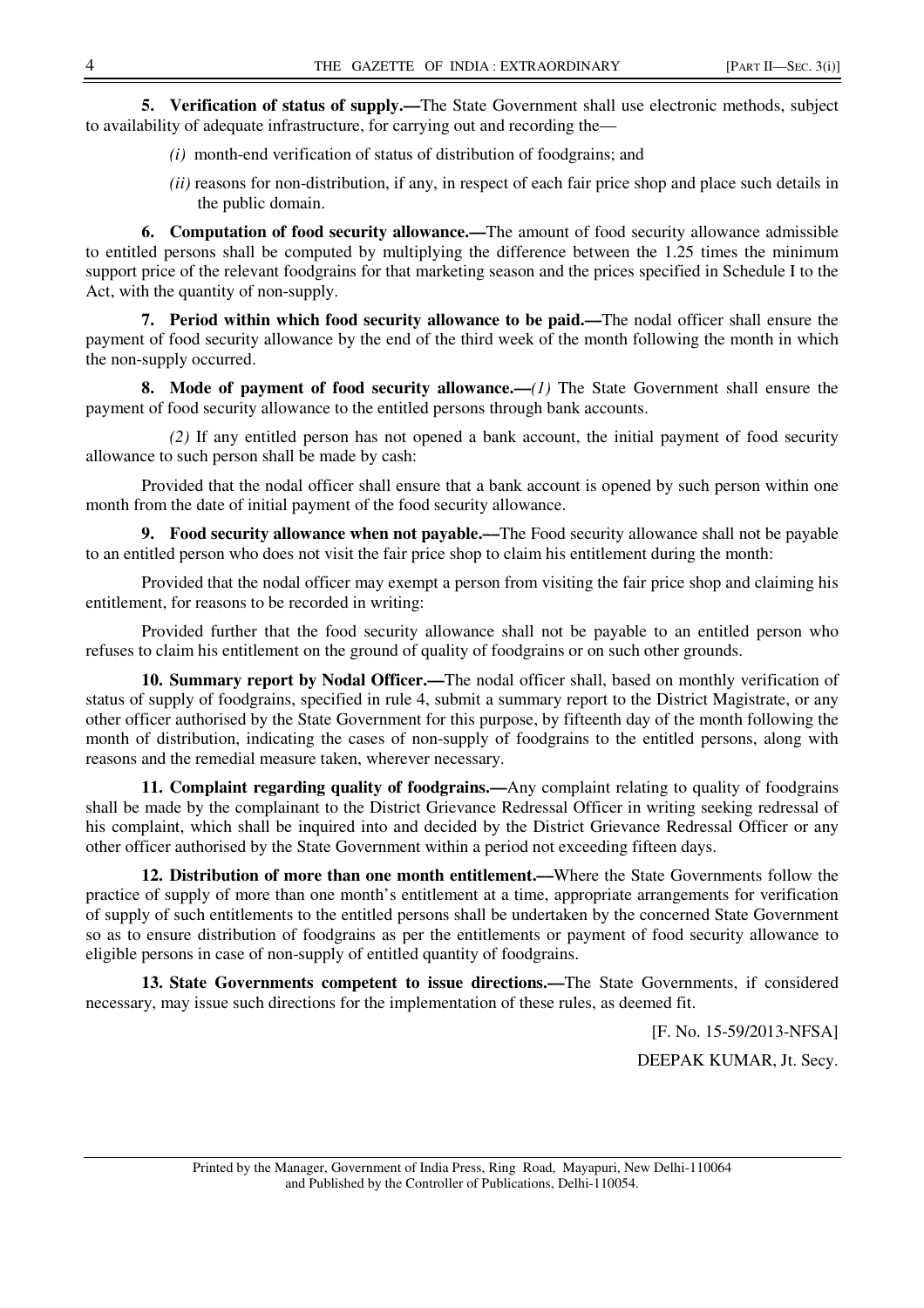**5. Verification of status of supply.—**The State Government shall use electronic methods, subject to availability of adequate infrastructure, for carrying out and recording the—

*(i)* month-end verification of status of distribution of foodgrains; and

*(ii)* reasons for non-distribution, if any, in respect of each fair price shop and place such details in the public domain.

**6. Computation of food security allowance.—**The amount of food security allowance admissible to entitled persons shall be computed by multiplying the difference between the 1.25 times the minimum support price of the relevant foodgrains for that marketing season and the prices specified in Schedule I to the Act, with the quantity of non-supply.

**7. Period within which food security allowance to be paid.—**The nodal officer shall ensure the payment of food security allowance by the end of the third week of the month following the month in which the non-supply occurred.

**8. Mode of payment of food security allowance.—***(1)* The State Government shall ensure the payment of food security allowance to the entitled persons through bank accounts.

*(2)* If any entitled person has not opened a bank account, the initial payment of food security allowance to such person shall be made by cash:

Provided that the nodal officer shall ensure that a bank account is opened by such person within one month from the date of initial payment of the food security allowance.

**9. Food security allowance when not payable.—**The Food security allowance shall not be payable to an entitled person who does not visit the fair price shop to claim his entitlement during the month:

Provided that the nodal officer may exempt a person from visiting the fair price shop and claiming his entitlement, for reasons to be recorded in writing:

Provided further that the food security allowance shall not be payable to an entitled person who refuses to claim his entitlement on the ground of quality of foodgrains or on such other grounds.

**10. Summary report by Nodal Officer.—**The nodal officer shall, based on monthly verification of status of supply of foodgrains, specified in rule 4, submit a summary report to the District Magistrate, or any other officer authorised by the State Government for this purpose, by fifteenth day of the month following the month of distribution, indicating the cases of non-supply of foodgrains to the entitled persons, along with reasons and the remedial measure taken, wherever necessary.

**11. Complaint regarding quality of foodgrains.—**Any complaint relating to quality of foodgrains shall be made by the complainant to the District Grievance Redressal Officer in writing seeking redressal of his complaint, which shall be inquired into and decided by the District Grievance Redressal Officer or any other officer authorised by the State Government within a period not exceeding fifteen days.

**12. Distribution of more than one month entitlement.—**Where the State Governments follow the practice of supply of more than one month's entitlement at a time, appropriate arrangements for verification of supply of such entitlements to the entitled persons shall be undertaken by the concerned State Government so as to ensure distribution of foodgrains as per the entitlements or payment of food security allowance to eligible persons in case of non-supply of entitled quantity of foodgrains.

**13. State Governments competent to issue directions.—**The State Governments, if considered necessary, may issue such directions for the implementation of these rules, as deemed fit.

[F. No. 15-59/2013-NFSA]

DEEPAK KUMAR, Jt. Secy.

Printed by the Manager, Government of India Press, Ring Road, Mayapuri, New Delhi-110064 and Published by the Controller of Publications, Delhi-110054.